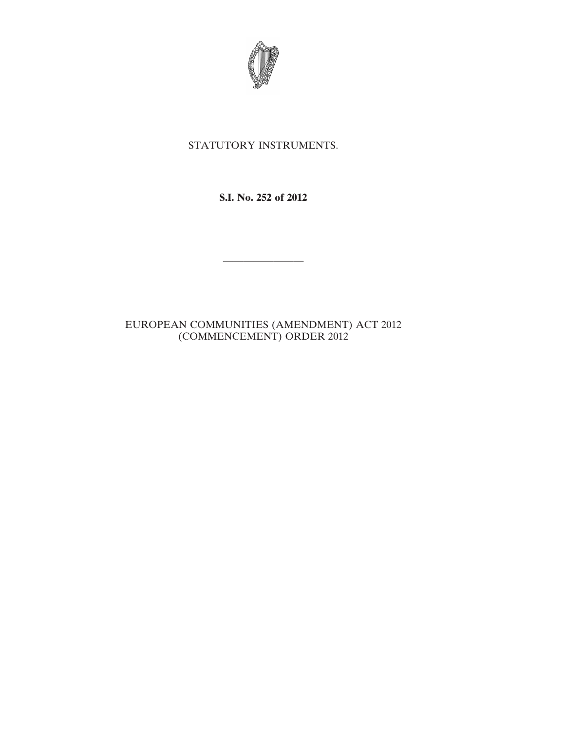STATUTORY INSTRUMENTS.

**S.I. No. 252 of 2012**

---

EUROPEAN COMMUNITIES (AMENDMENT) ACT 2012 (COMMENCEMENT) ORDER 2012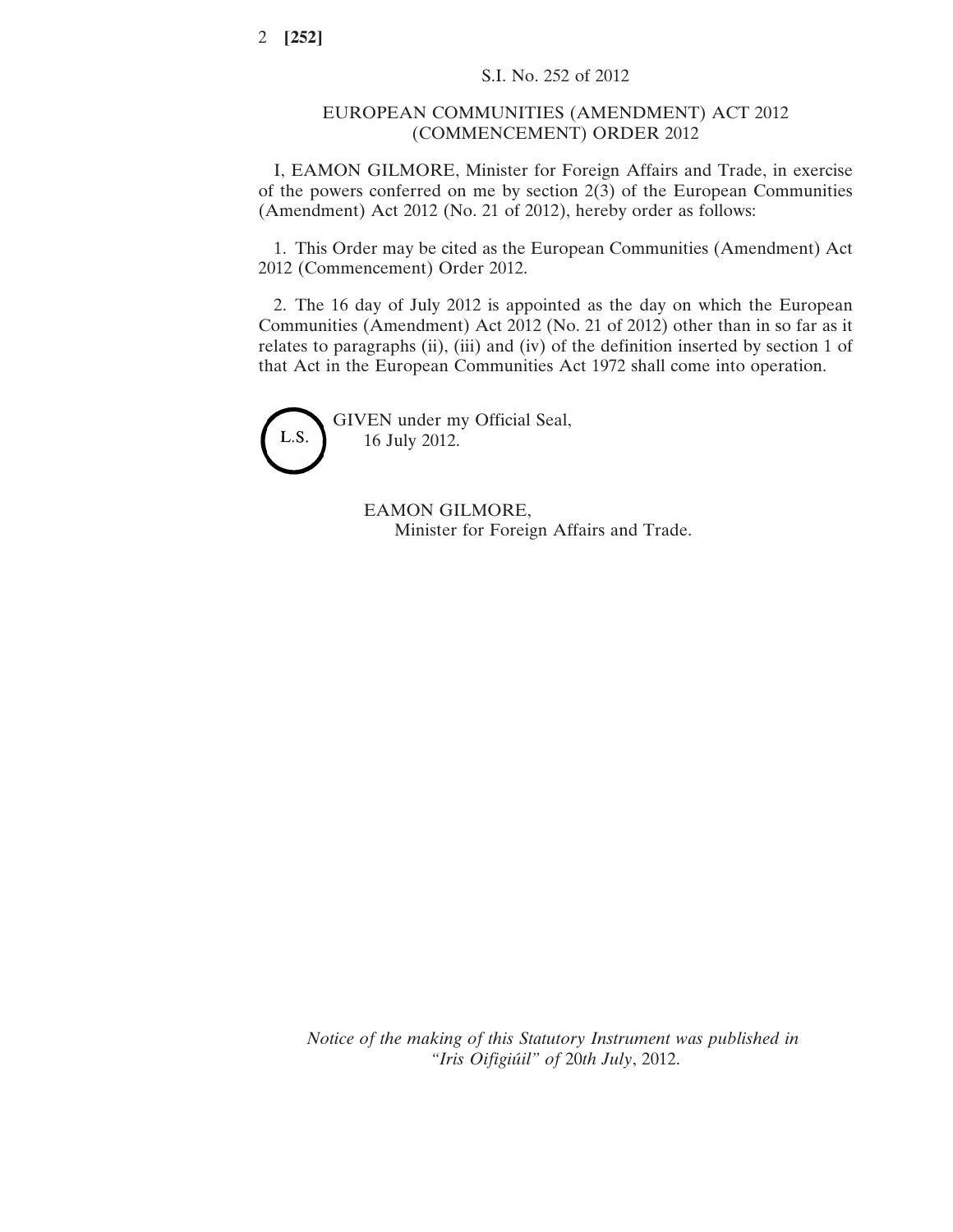S.I. No. 252 of 2012

## EUROPEAN COMMUNITIES (AMENDMENT) ACT 2012 (COMMENCEMENT) ORDER 2012

I, EAMON GILMORE, Minister for Foreign Affairs and Trade, in exercise of the powers conferred on me by section 2(3) of the European Communities (Amendment) Act 2012 (No. 21 of 2012), hereby order as follows:

1. This Order may be cited as the European Communities (Amendment) Act 2012 (Commencement) Order 2012.

2. The 16 day of July 2012 is appointed as the day on which the European Communities (Amendment) Act 2012 (No. 21 of 2012) other than in so far as it relates to paragraphs (ii), (iii) and (iv) of the definition inserted by section 1 of that Act in the European Communities Act 1972 shall come into operation.

L.S.

GIVEN under my Official Seal,
16 July 2012.

EAMON GILMORE,
Minister for Foreign Affairs and Trade.

*Notice of the making of this Statutory Instrument was published in "Iris Oifigiúil" of 20th July, 2012.*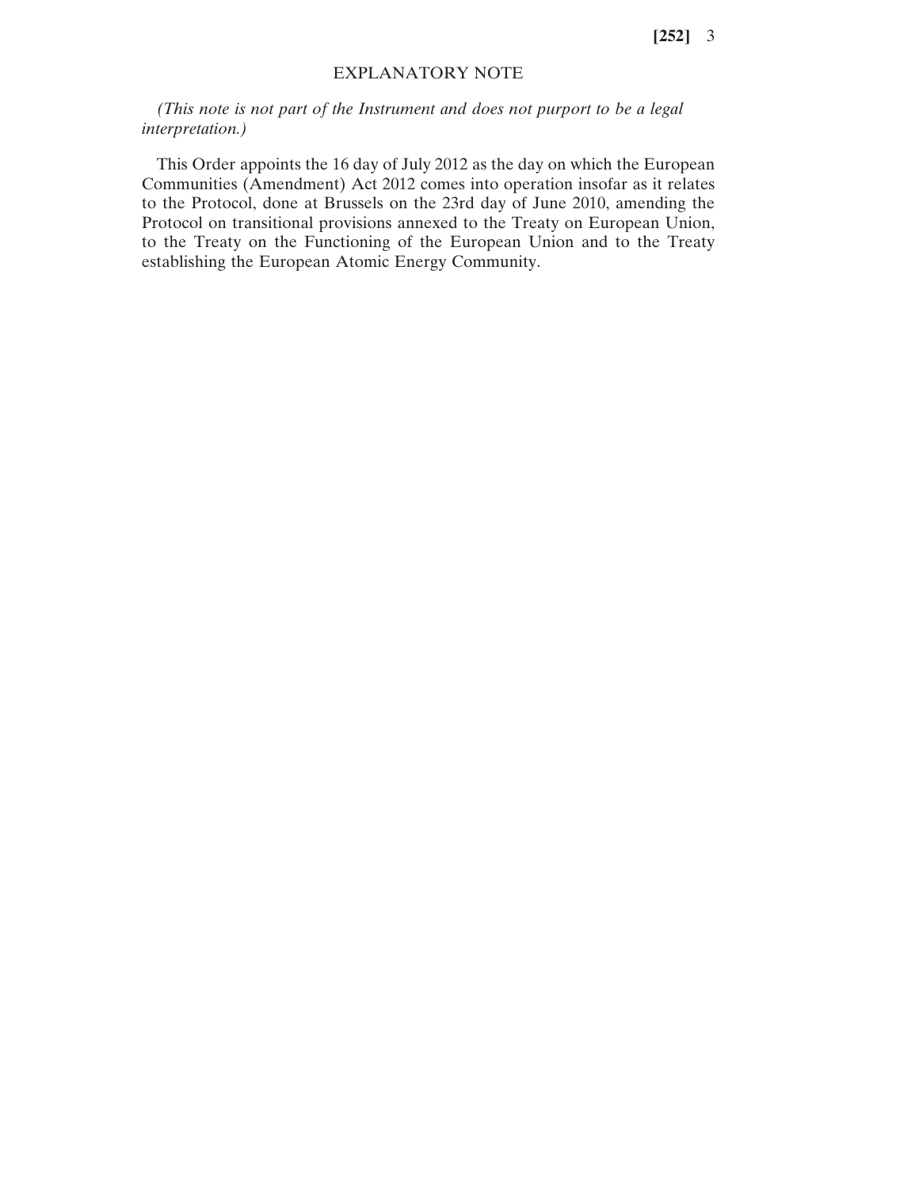## EXPLANATORY NOTE

*(This note is not part of the Instrument and does not purport to be a legal interpretation.)*

This Order appoints the 16 day of July 2012 as the day on which the European Communities (Amendment) Act 2012 comes into operation insofar as it relates to the Protocol, done at Brussels on the 23rd day of June 2010, amending the Protocol on transitional provisions annexed to the Treaty on European Union, to the Treaty on the Functioning of the European Union and to the Treaty establishing the European Atomic Energy Community.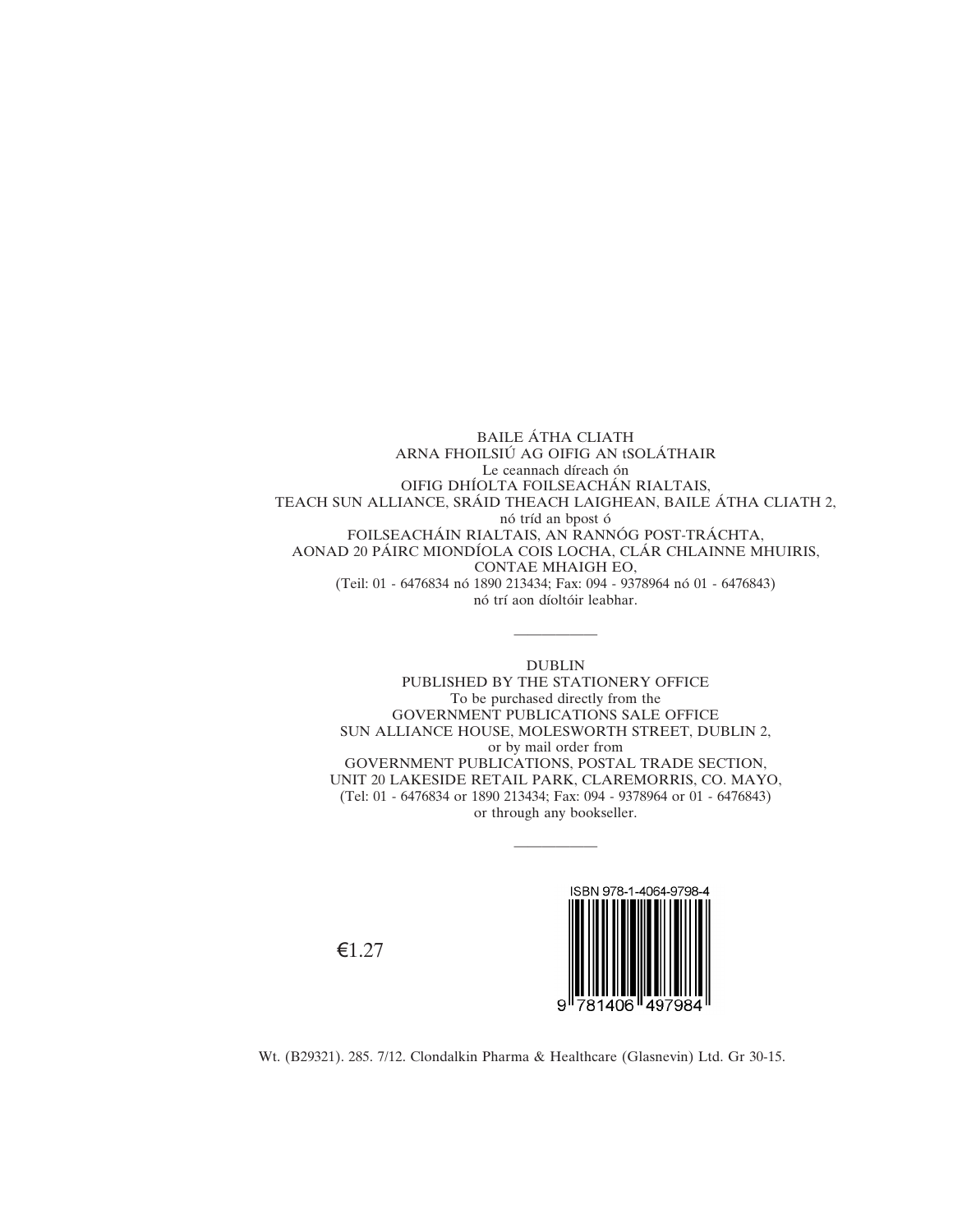BAILE ÁTHA CLIATH
ARNA FHOILSIÚ AG OIFIG AN tSOLÁTHAIR
Le ceannach díreach ón
OIFIG DHÍOLTA FOILSEACHÁN RIALTAIS,
TEACH SUN ALLIANCE, SRÁID THEACH LAIGHEAN, BAILE ÁTHA CLIATH 2,
nó tríd an bpost ó
FOILSEACHÁIN RIALTAIS, AN RANNÓG POST-TRÁCHTA,
AONAD 20 PÁIRC MIONDÍOLA COIS LOCHA, CLÁR CHLAINNE MHUIRIS,
CONTAE MHAIGH EO,
(Teil: 01 - 6476834 nó 1890 213434; Fax: 094 - 9378964 nó 01 - 6476843)
nó trí aon díoltóir leabhar.

---

DUBLIN
PUBLISHED BY THE STATIONERY OFFICE
To be purchased directly from the
GOVERNMENT PUBLICATIONS SALE OFFICE
SUN ALLIANCE HOUSE, MOLESWORTH STREET, DUBLIN 2,
or by mail order from
GOVERNMENT PUBLICATIONS, POSTAL TRADE SECTION,
UNIT 20 LAKESIDE RETAIL PARK, CLAREMORRIS, CO. MAYO,
(Tel: 01 - 6476834 or 1890 213434; Fax: 094 - 9378964 or 01 - 6476843)
or through any bookseller.

---

€1.27

ISBN 978-1-4064-9798-4

9 781406 497984

Wt. (B29321). 285. 7/12. Clondalkin Pharma & Healthcare (Glasnevin) Ltd. Gr 30-15.